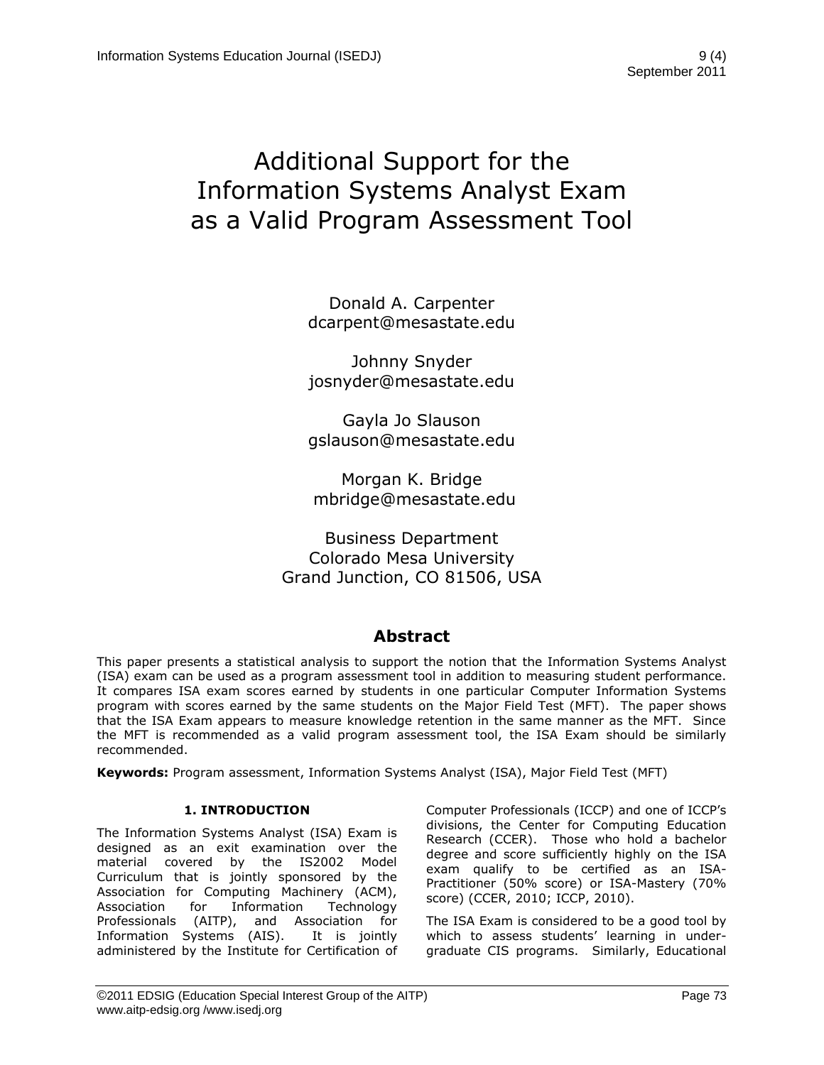# Additional Support for the Information Systems Analyst Exam as a Valid Program Assessment Tool

Donald A. Carpenter
dcarpent@mesastate.edu

Johnny Snyder
josnyder@mesastate.edu

Gayla Jo Slauson
gslauson@mesastate.edu

Morgan K. Bridge
mbridge@mesastate.edu

Business Department
Colorado Mesa University
Grand Junction, CO 81506, USA

## Abstract

This paper presents a statistical analysis to support the notion that the Information Systems Analyst (ISA) exam can be used as a program assessment tool in addition to measuring student performance. It compares ISA exam scores earned by students in one particular Computer Information Systems program with scores earned by the same students on the Major Field Test (MFT). The paper shows that the ISA Exam appears to measure knowledge retention in the same manner as the MFT. Since the MFT is recommended as a valid program assessment tool, the ISA Exam should be similarly recommended.

**Keywords:** Program assessment, Information Systems Analyst (ISA), Major Field Test (MFT)

## 1. INTRODUCTION

The Information Systems Analyst (ISA) Exam is designed as an exit examination over the material covered by the IS2002 Model Curriculum that is jointly sponsored by the Association for Computing Machinery (ACM), Association for Information Technology Professionals (AITP), and Association for Information Systems (AIS). It is jointly administered by the Institute for Certification of Computer Professionals (ICCP) and one of ICCP's divisions, the Center for Computing Education Research (CCER). Those who hold a bachelor degree and score sufficiently highly on the ISA exam qualify to be certified as an ISA-Practitioner (50% score) or ISA-Mastery (70% score) (CCER, 2010; ICCP, 2010).

The ISA Exam is considered to be a good tool by which to assess students' learning in undergraduate CIS programs. Similarly, Educational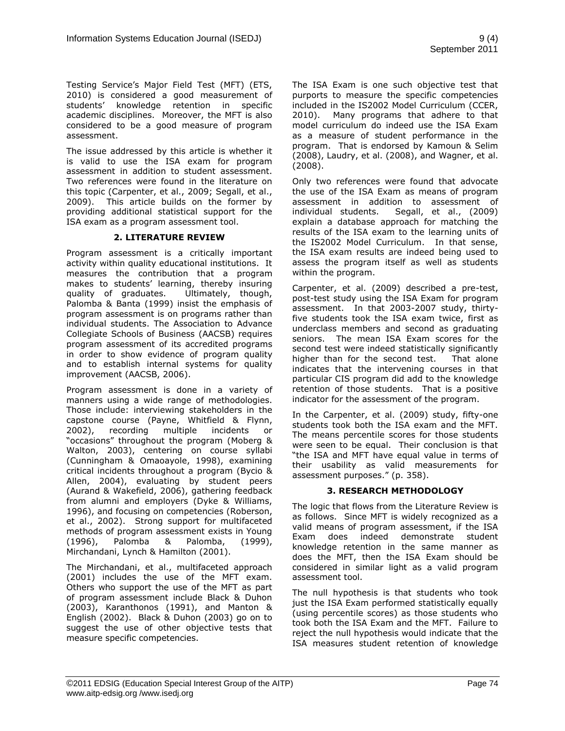Testing Service's Major Field Test (MFT) (ETS, 2010) is considered a good measurement of students' knowledge retention in specific academic disciplines. Moreover, the MFT is also considered to be a good measure of program assessment.

The issue addressed by this article is whether it is valid to use the ISA exam for program assessment in addition to student assessment. Two references were found in the literature on this topic (Carpenter, et al., 2009; Segall, et al., 2009). This article builds on the former by providing additional statistical support for the ISA exam as a program assessment tool.

## 2. LITERATURE REVIEW

Program assessment is a critically important activity within quality educational institutions. It measures the contribution that a program makes to students' learning, thereby insuring quality of graduates. Ultimately, though, Palomba & Banta (1999) insist the emphasis of program assessment is on programs rather than individual students. The Association to Advance Collegiate Schools of Business (AACSB) requires program assessment of its accredited programs in order to show evidence of program quality and to establish internal systems for quality improvement (AACSB, 2006).

Program assessment is done in a variety of manners using a wide range of methodologies. Those include: interviewing stakeholders in the capstone course (Payne, Whitfield & Flynn, 2002), recording multiple incidents or "occasions" throughout the program (Moberg & Walton, 2003), centering on course syllabi (Cunningham & Omaoayole, 1998), examining critical incidents throughout a program (Bycio & Allen, 2004), evaluating by student peers (Aurand & Wakefield, 2006), gathering feedback from alumni and employers (Dyke & Williams, 1996), and focusing on competencies (Roberson, et al., 2002). Strong support for multifaceted methods of program assessment exists in Young (1996), Palomba & Palomba, (1999), Mirchandani, Lynch & Hamilton (2001).

The Mirchandani, et al., multifaceted approach (2001) includes the use of the MFT exam. Others who support the use of the MFT as part of program assessment include Black & Duhon (2003), Karanthonos (1991), and Manton & English (2002). Black & Duhon (2003) go on to suggest the use of other objective tests that measure specific competencies.

The ISA Exam is one such objective test that purports to measure the specific competencies included in the IS2002 Model Curriculum (CCER, 2010). Many programs that adhere to that model curriculum do indeed use the ISA Exam as a measure of student performance in the program. That is endorsed by Kamoun & Selim (2008), Laudry, et al. (2008), and Wagner, et al. (2008).

Only two references were found that advocate the use of the ISA Exam as means of program assessment in addition to assessment of individual students. Segall, et al., (2009) explain a database approach for matching the results of the ISA exam to the learning units of the IS2002 Model Curriculum. In that sense, the ISA exam results are indeed being used to assess the program itself as well as students within the program.

Carpenter, et al. (2009) described a pre-test, post-test study using the ISA Exam for program assessment. In that 2003-2007 study, thirty-five students took the ISA exam twice, first as underclass members and second as graduating seniors. The mean ISA Exam scores for the second test were indeed statistically significantly higher than for the second test. That alone indicates that the intervening courses in that particular CIS program did add to the knowledge retention of those students. That is a positive indicator for the assessment of the program.

In the Carpenter, et al. (2009) study, fifty-one students took both the ISA exam and the MFT. The means percentile scores for those students were seen to be equal. Their conclusion is that "the ISA and MFT have equal value in terms of their usability as valid measurements for assessment purposes." (p. 358).

## 3. RESEARCH METHODOLOGY

The logic that flows from the Literature Review is as follows. Since MFT is widely recognized as a valid means of program assessment, if the ISA Exam does indeed demonstrate student knowledge retention in the same manner as does the MFT, then the ISA Exam should be considered in similar light as a valid program assessment tool.

The null hypothesis is that students who took just the ISA Exam performed statistically equally (using percentile scores) as those students who took both the ISA Exam and the MFT. Failure to reject the null hypothesis would indicate that the ISA measures student retention of knowledge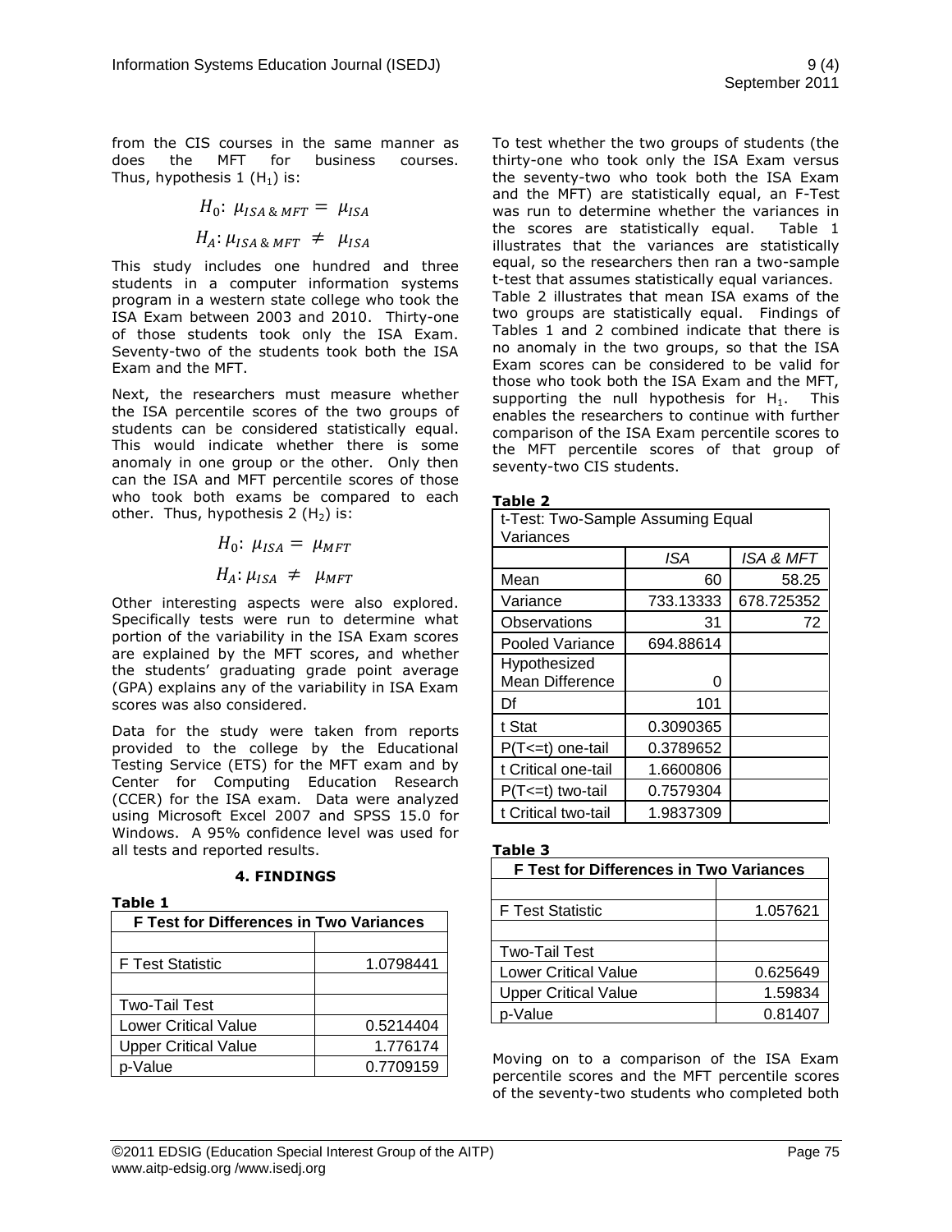from the CIS courses in the same manner as does the MFT for business courses. Thus, hypothesis 1 ($H_1$) is:

$$H_0: \mu_{ISA \& MFT} = \mu_{ISA}$$

$$H_A: \mu_{ISA \& MFT} \neq \mu_{ISA}$$

This study includes one hundred and three students in a computer information systems program in a western state college who took the ISA Exam between 2003 and 2010. Thirty-one of those students took only the ISA Exam. Seventy-two of the students took both the ISA Exam and the MFT.

Next, the researchers must measure whether the ISA percentile scores of the two groups of students can be considered statistically equal. This would indicate whether there is some anomaly in one group or the other. Only then can the ISA and MFT percentile scores of those who took both exams be compared to each other. Thus, hypothesis 2 ($H_2$) is:

$$H_0: \mu_{ISA} = \mu_{MFT}$$

$$H_A: \mu_{ISA} \neq \mu_{MFT}$$

Other interesting aspects were also explored. Specifically tests were run to determine what portion of the variability in the ISA Exam scores are explained by the MFT scores, and whether the students' graduating grade point average (GPA) explains any of the variability in ISA Exam scores was also considered.

Data for the study were taken from reports provided to the college by the Educational Testing Service (ETS) for the MFT exam and by Center for Computing Education Research (CCER) for the ISA exam. Data were analyzed using Microsoft Excel 2007 and SPSS 15.0 for Windows. A 95% confidence level was used for all tests and reported results.

## 4. FINDINGS

**Table 1**

| F Test for Differences in Two Variances | |
|---|---|
| | |
| F Test Statistic | 1.0798441 |
| | |
| Two-Tail Test | |
| Lower Critical Value | 0.5214404 |
| Upper Critical Value | 1.776174 |
| p-Value | 0.7709159 |

To test whether the two groups of students (the thirty-one who took only the ISA Exam versus the seventy-two who took both the ISA Exam and the MFT) are statistically equal, an F-Test was run to determine whether the variances in the scores are statistically equal. Table 1 illustrates that the variances are statistically equal, so the researchers then ran a two-sample t-test that assumes statistically equal variances. Table 2 illustrates that mean ISA exams of the two groups are statistically equal. Findings of Tables 1 and 2 combined indicate that there is no anomaly in the two groups, so that the ISA Exam scores can be considered to be valid for those who took both the ISA Exam and the MFT, supporting the null hypothesis for $H_1$. This enables the researchers to continue with further comparison of the ISA Exam percentile scores to the MFT percentile scores of that group of seventy-two CIS students.

**Table 2**

| t-Test: Two-Sample Assuming Equal Variances | | |
|---|---|---|
| | *ISA* | *ISA & MFT* |
| Mean | 60 | 58.25 |
| Variance | 733.13333 | 678.725352 |
| Observations | 31 | 72 |
| Pooled Variance | 694.88614 | |
| Hypothesized Mean Difference | 0 | |
| Df | 101 | |
| t Stat | 0.3090365 | |
| P(T<=t) one-tail | 0.3789652 | |
| t Critical one-tail | 1.6600806 | |
| P(T<=t) two-tail | 0.7579304 | |
| t Critical two-tail | 1.9837309 | |

**Table 3**

| F Test for Differences in Two Variances | |
|---|---|
| | |
| F Test Statistic | 1.057621 |
| | |
| Two-Tail Test | |
| Lower Critical Value | 0.625649 |
| Upper Critical Value | 1.59834 |
| p-Value | 0.81407 |

Moving on to a comparison of the ISA Exam percentile scores and the MFT percentile scores of the seventy-two students who completed both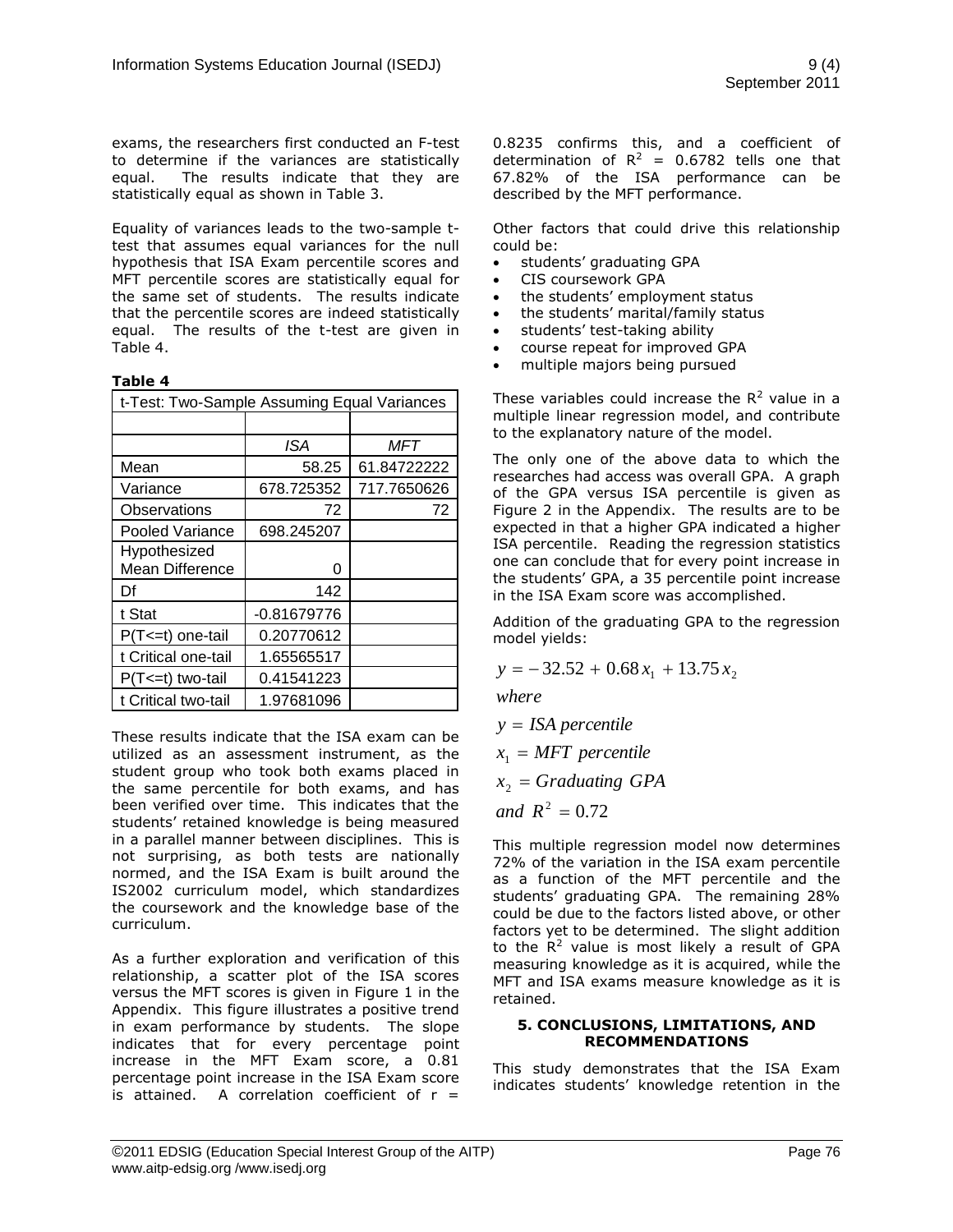exams, the researchers first conducted an F-test to determine if the variances are statistically equal. The results indicate that they are statistically equal as shown in Table 3.

Equality of variances leads to the two-sample t-test that assumes equal variances for the null hypothesis that ISA Exam percentile scores and MFT percentile scores are statistically equal for the same set of students. The results indicate that the percentile scores are indeed statistically equal. The results of the t-test are given in Table 4.

**Table 4**

| t-Test: Two-Sample Assuming Equal Variances | | |
|---|---|---|
| | | |
| | *ISA* | *MFT* |
| Mean | 58.25 | 61.84722222 |
| Variance | 678.725352 | 717.7650626 |
| Observations | 72 | 72 |
| Pooled Variance | 698.245207 | |
| Hypothesized Mean Difference | 0 | |
| Df | 142 | |
| t Stat | -0.81679776 | |
| P(T<=t) one-tail | 0.20770612 | |
| t Critical one-tail | 1.65565517 | |
| P(T<=t) two-tail | 0.41541223 | |
| t Critical two-tail | 1.97681096 | |

These results indicate that the ISA exam can be utilized as an assessment instrument, as the student group who took both exams placed in the same percentile for both exams, and has been verified over time. This indicates that the students' retained knowledge is being measured in a parallel manner between disciplines. This is not surprising, as both tests are nationally normed, and the ISA Exam is built around the IS2002 curriculum model, which standardizes the coursework and the knowledge base of the curriculum.

As a further exploration and verification of this relationship, a scatter plot of the ISA scores versus the MFT scores is given in Figure 1 in the Appendix. This figure illustrates a positive trend in exam performance by students. The slope indicates that for every percentage point increase in the MFT Exam score, a 0.81 percentage point increase in the ISA Exam score is attained. A correlation coefficient of r = 0.8235 confirms this, and a coefficient of determination of $R^2$ = 0.6782 tells one that 67.82% of the ISA performance can be described by the MFT performance.

Other factors that could drive this relationship could be:

- students' graduating GPA
- CIS coursework GPA
- the students' employment status
- the students' marital/family status
- students' test-taking ability
- course repeat for improved GPA
- multiple majors being pursued

These variables could increase the $R^2$ value in a multiple linear regression model, and contribute to the explanatory nature of the model.

The only one of the above data to which the researches had access was overall GPA. A graph of the GPA versus ISA percentile is given as Figure 2 in the Appendix. The results are to be expected in that a higher GPA indicated a higher ISA percentile. Reading the regression statistics one can conclude that for every point increase in the students' GPA, a 35 percentile point increase in the ISA Exam score was accomplished.

Addition of the graduating GPA to the regression model yields:

$$y = -32.52 + 0.68x_1 + 13.75x_2$$

$$\text{where}$$

$$y = \text{ISA percentile}$$

$$x_1 = \text{MFT percentile}$$

$$x_2 = \text{Graduating GPA}$$

$$\text{and } R^2 = 0.72$$

This multiple regression model now determines 72% of the variation in the ISA exam percentile as a function of the MFT percentile and the students' graduating GPA. The remaining 28% could be due to the factors listed above, or other factors yet to be determined. The slight addition to the $R^2$ value is most likely a result of GPA measuring knowledge as it is acquired, while the MFT and ISA exams measure knowledge as it is retained.

## 5. CONCLUSIONS, LIMITATIONS, AND RECOMMENDATIONS

This study demonstrates that the ISA Exam indicates students' knowledge retention in the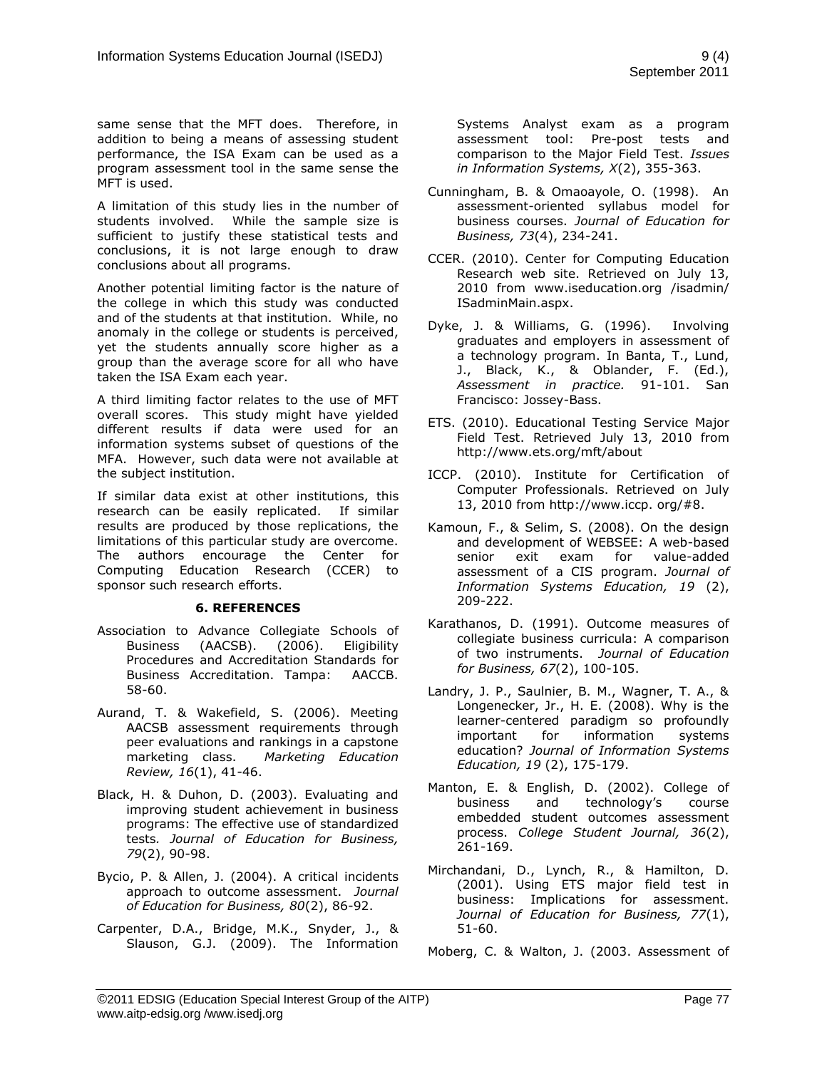same sense that the MFT does. Therefore, in addition to being a means of assessing student performance, the ISA Exam can be used as a program assessment tool in the same sense the MFT is used.

A limitation of this study lies in the number of students involved. While the sample size is sufficient to justify these statistical tests and conclusions, it is not large enough to draw conclusions about all programs.

Another potential limiting factor is the nature of the college in which this study was conducted and of the students at that institution. While, no anomaly in the college or students is perceived, yet the students annually score higher as a group than the average score for all who have taken the ISA Exam each year.

A third limiting factor relates to the use of MFT overall scores. This study might have yielded different results if data were used for an information systems subset of questions of the MFA. However, such data were not available at the subject institution.

If similar data exist at other institutions, this research can be easily replicated. If similar results are produced by those replications, the limitations of this particular study are overcome. The authors encourage the Center for Computing Education Research (CCER) to sponsor such research efforts.

## 6. REFERENCES

Association to Advance Collegiate Schools of Business (AACSB). (2006). Eligibility Procedures and Accreditation Standards for Business Accreditation. Tampa: AACCB. 58-60.

Aurand, T. & Wakefield, S. (2006). Meeting AACSB assessment requirements through peer evaluations and rankings in a capstone marketing class. *Marketing Education Review, 16*(1), 41-46.

Black, H. & Duhon, D. (2003). Evaluating and improving student achievement in business programs: The effective use of standardized tests. *Journal of Education for Business, 79*(2), 90-98.

Bycio, P. & Allen, J. (2004). A critical incidents approach to outcome assessment. *Journal of Education for Business, 80*(2), 86-92.

Carpenter, D.A., Bridge, M.K., Snyder, J., & Slauson, G.J. (2009). The Information Systems Analyst exam as a program assessment tool: Pre-post tests and comparison to the Major Field Test. *Issues in Information Systems, X*(2), 355-363.

Cunningham, B. & Omaoayole, O. (1998). An assessment-oriented syllabus model for business courses. *Journal of Education for Business, 73*(4), 234-241.

CCER. (2010). Center for Computing Education Research web site. Retrieved on July 13, 2010 from www.iseducation.org /isadmin/ ISadminMain.aspx.

Dyke, J. & Williams, G. (1996). Involving graduates and employers in assessment of a technology program. In Banta, T., Lund, J., Black, K., & Oblander, F. (Ed.), *Assessment in practice.* 91-101. San Francisco: Jossey-Bass.

ETS. (2010). Educational Testing Service Major Field Test. Retrieved July 13, 2010 from http://www.ets.org/mft/about

ICCP. (2010). Institute for Certification of Computer Professionals. Retrieved on July 13, 2010 from http://www.iccp. org/#8.

Kamoun, F., & Selim, S. (2008). On the design and development of WEBSEE: A web-based senior exit exam for value-added assessment of a CIS program. *Journal of Information Systems Education, 19* (2), 209-222.

Karathanos, D. (1991). Outcome measures of collegiate business curricula: A comparison of two instruments. *Journal of Education for Business, 67*(2), 100-105.

Landry, J. P., Saulnier, B. M., Wagner, T. A., & Longenecker, Jr., H. E. (2008). Why is the learner-centered paradigm so profoundly important for information systems education? *Journal of Information Systems Education, 19* (2), 175-179.

Manton, E. & English, D. (2002). College of business and technology's course embedded student outcomes assessment process. *College Student Journal, 36*(2), 261-169.

Mirchandani, D., Lynch, R., & Hamilton, D. (2001). Using ETS major field test in business: Implications for assessment. *Journal of Education for Business, 77*(1), 51-60.

Moberg, C. & Walton, J. (2003. Assessment of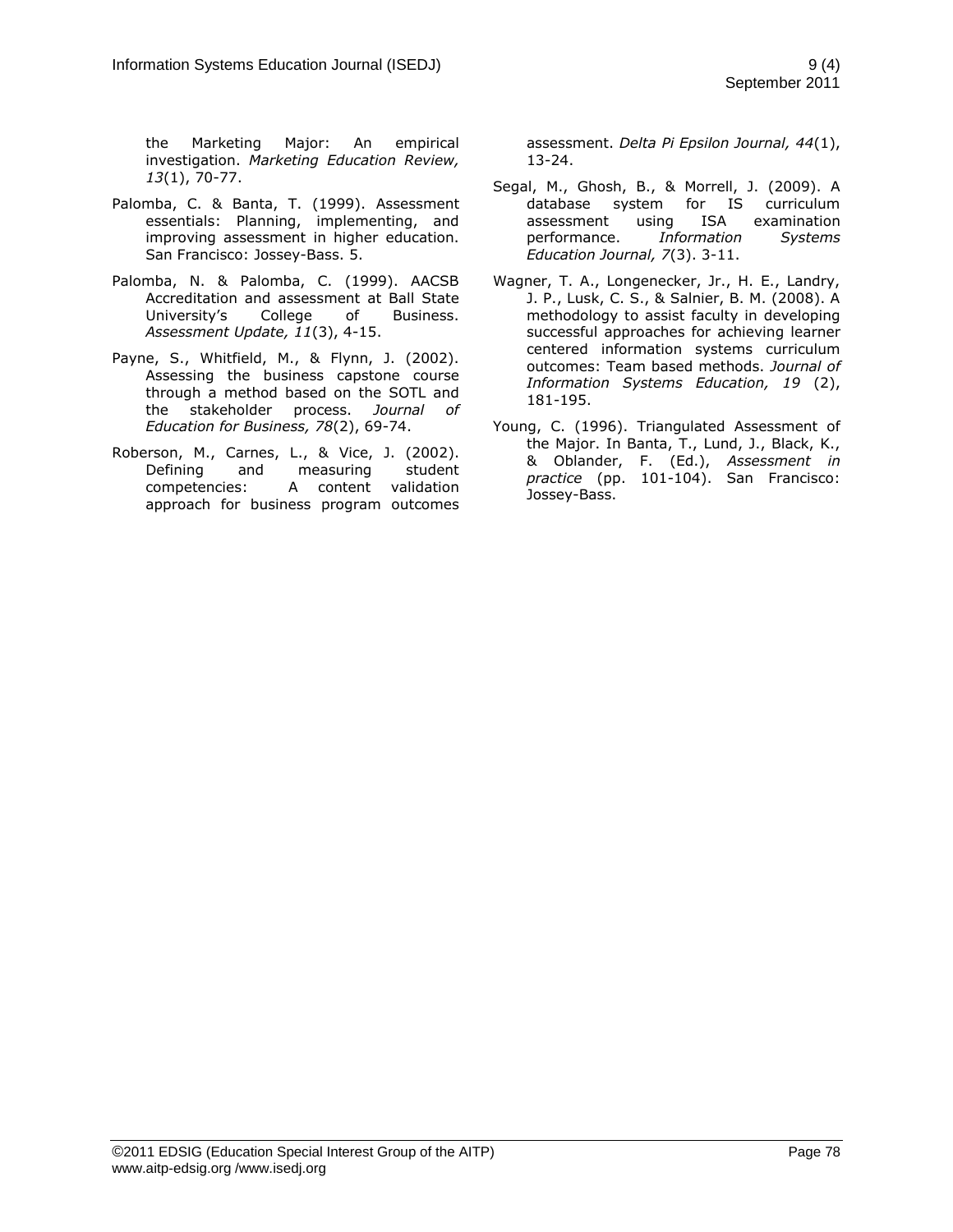the Marketing Major: An empirical investigation. *Marketing Education Review, 13*(1), 70-77.

Palomba, C. & Banta, T. (1999). Assessment essentials: Planning, implementing, and improving assessment in higher education. San Francisco: Jossey-Bass. 5.

Palomba, N. & Palomba, C. (1999). AACSB Accreditation and assessment at Ball State University's College of Business. *Assessment Update, 11*(3), 4-15.

Payne, S., Whitfield, M., & Flynn, J. (2002). Assessing the business capstone course through a method based on the SOTL and the stakeholder process. *Journal of Education for Business, 78*(2), 69-74.

Roberson, M., Carnes, L., & Vice, J. (2002). Defining and measuring student competencies: A content validation approach for business program outcomes assessment. *Delta Pi Epsilon Journal, 44*(1), 13-24.

Segal, M., Ghosh, B., & Morrell, J. (2009). A database system for IS curriculum assessment using ISA examination performance. *Information Systems Education Journal, 7*(3). 3-11.

Wagner, T. A., Longenecker, Jr., H. E., Landry, J. P., Lusk, C. S., & Salnier, B. M. (2008). A methodology to assist faculty in developing successful approaches for achieving learner centered information systems curriculum outcomes: Team based methods. *Journal of Information Systems Education, 19* (2), 181-195.

Young, C. (1996). Triangulated Assessment of the Major. In Banta, T., Lund, J., Black, K., & Oblander, F. (Ed.), *Assessment in practice* (pp. 101-104). San Francisco: Jossey-Bass.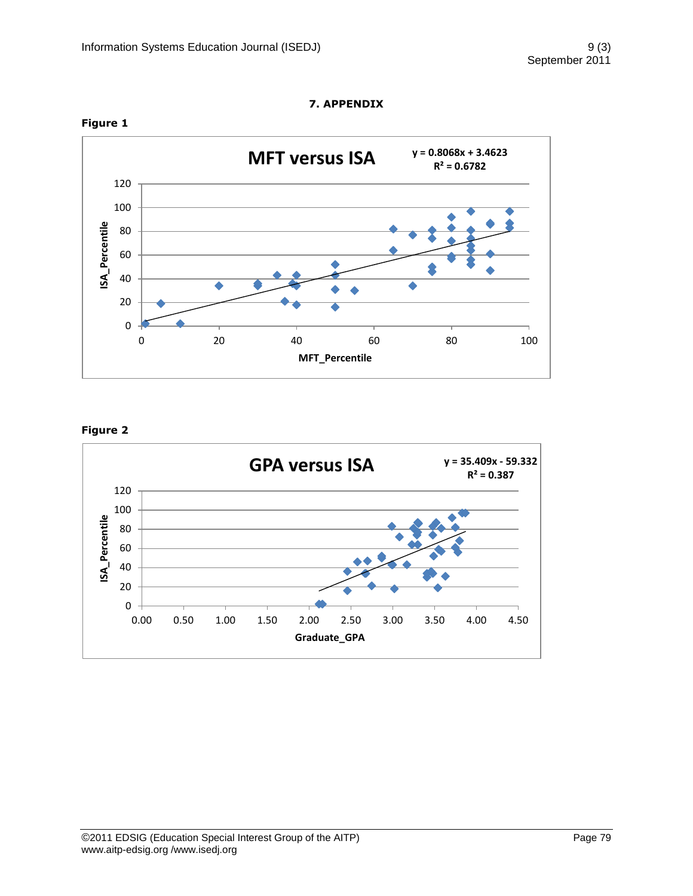# 7. APPENDIX

**Figure 1**

MFT versus ISA

y = 0.8068x + 3.4623

$R^2$ = 0.6782

120
100
80
60
40
20
0

0 20 40 60 80 100

ISA_Percentile

MFT_Percentile

**Figure 2**

GPA versus ISA

y = 35.409x - 59.332

$R^2$ = 0.387

120
100
80
60
40
20
0

0.00 0.50 1.00 1.50 2.00 2.50 3.00 3.50 4.00 4.50

ISA_Percentile

Graduate_GPA